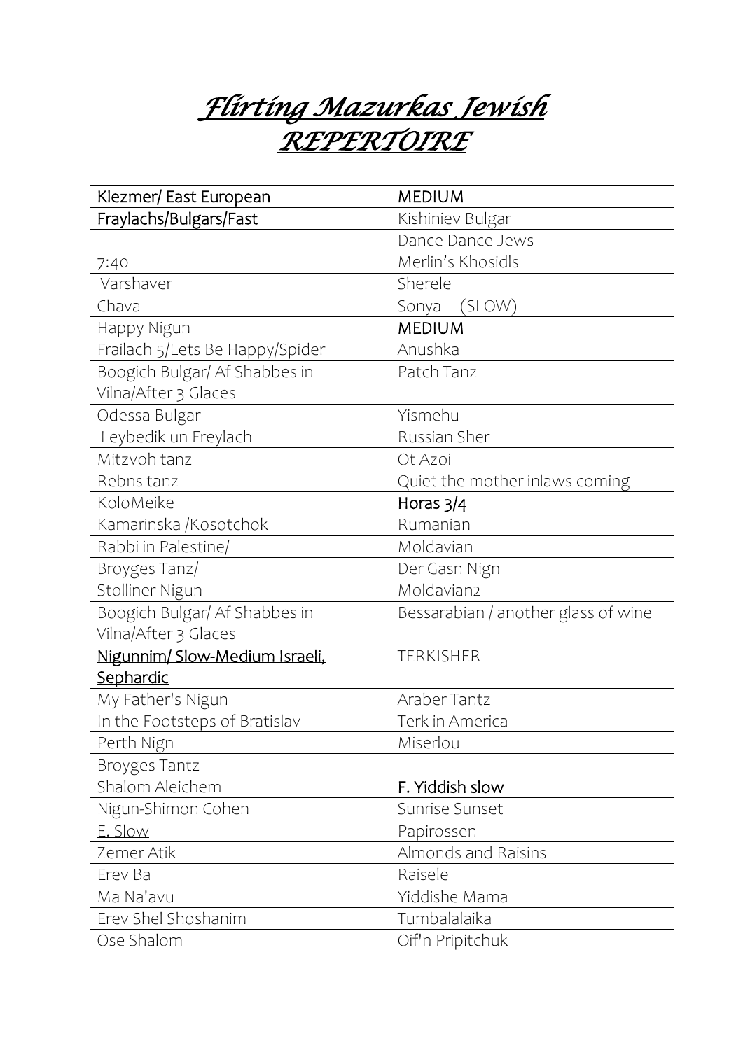# *Flirting Mazurkas Jewish REPERTOIRE*

| Klezmer/ East European | MEDIUM |
|---|---|
| Fraylachs/Bulgars/Fast | Kishiniev Bulgar |
| | Dance Dance Jews |
| 7:40 | Merlin's Khosidls |
| Varshaver | Sherele |
| Chava | Sonya (SLOW) |
| Happy Nigun | MEDIUM |
| Frailach 5/Lets Be Happy/Spider | Anushka |
| Boogich Bulgar/ Af Shabbes in Vilna/After 3 Glaces | Patch Tanz |
| Odessa Bulgar | Yismehu |
| Leybedik un Freylach | Russian Sher |
| Mitzvoh tanz | Ot Azoi |
| Rebns tanz | Quiet the mother inlaws coming |
| KoloMeike | Horas 3/4 |
| Kamarinska /Kosotchok | Rumanian |
| Rabbi in Palestine/ | Moldavian |
| Broyges Tanz/ | Der Gasn Nign |
| Stolliner Nigun | Moldavian2 |
| Boogich Bulgar/ Af Shabbes in Vilna/After 3 Glaces | Bessarabian / another glass of wine |
| Nigunnim/ Slow-Medium Israeli, Sephardic | TERKISHER |
| My Father's Nigun | Araber Tantz |
| In the Footsteps of Bratislav | Terk in America |
| Perth Nign | Miserlou |
| Broyges Tantz | |
| Shalom Aleichem | F. Yiddish slow |
| Nigun-Shimon Cohen | Sunrise Sunset |
| E. Slow | Papirossen |
| Zemer Atik | Almonds and Raisins |
| Erev Ba | Raisele |
| Ma Na'avu | Yiddishe Mama |
| Erev Shel Shoshanim | Tumbalalaika |
| Ose Shalom | Oif'n Pripitchuk |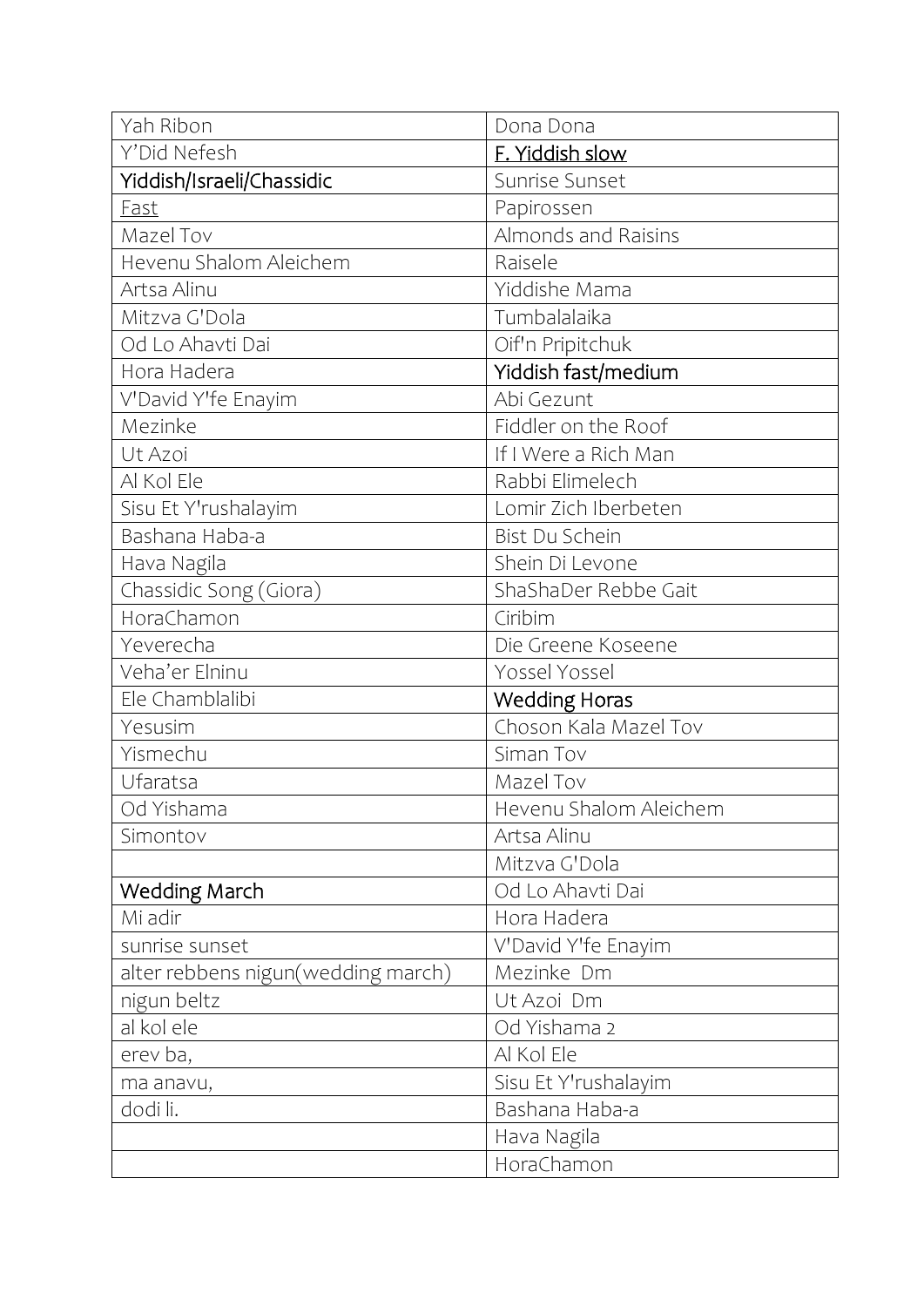| Yah Ribon | Dona Dona |
|---|---|
| Y'Did Nefesh | <u>F. Yiddish slow</u> |
| Yiddish/Israeli/Chassidic | Sunrise Sunset |
| <u>Fast</u> | Papirossen |
| Mazel Tov | Almonds and Raisins |
| Hevenu Shalom Aleichem | Raisele |
| Artsa Alinu | Yiddishe Mama |
| Mitzva G'Dola | Tumbalalaika |
| Od Lo Ahavti Dai | Oif'n Pripitchuk |
| Hora Hadera | Yiddish fast/medium |
| V'David Y'fe Enayim | Abi Gezunt |
| Mezinke | Fiddler on the Roof |
| Ut Azoi | If I Were a Rich Man |
| Al Kol Ele | Rabbi Elimelech |
| Sisu Et Y'rushalayim | Lomir Zich Iberbeten |
| Bashana Haba-a | Bist Du Schein |
| Hava Nagila | Shein Di Levone |
| Chassidic Song (Giora) | ShaShaDer Rebbe Gait |
| HoraChamon | Ciribim |
| Yeverecha | Die Greene Koseene |
| Veha'er Elninu | Yossel Yossel |
| Ele Chamblalibi | Wedding Horas |
| Yesusim | Choson Kala Mazel Tov |
| Yismechu | Siman Tov |
| Ufaratsa | Mazel Tov |
| Od Yishama | Hevenu Shalom Aleichem |
| Simontov | Artsa Alinu |
| | Mitzva G'Dola |
| Wedding March | Od Lo Ahavti Dai |
| Mi adir | Hora Hadera |
| sunrise sunset | V'David Y'fe Enayim |
| alter rebbens nigun(wedding march) | Mezinke Dm |
| nigun beltz | Ut Azoi Dm |
| al kol ele | Od Yishama 2 |
| erev ba, | Al Kol Ele |
| ma anavu, | Sisu Et Y'rushalayim |
| dodi li. | Bashana Haba-a |
| | Hava Nagila |
| | HoraChamon |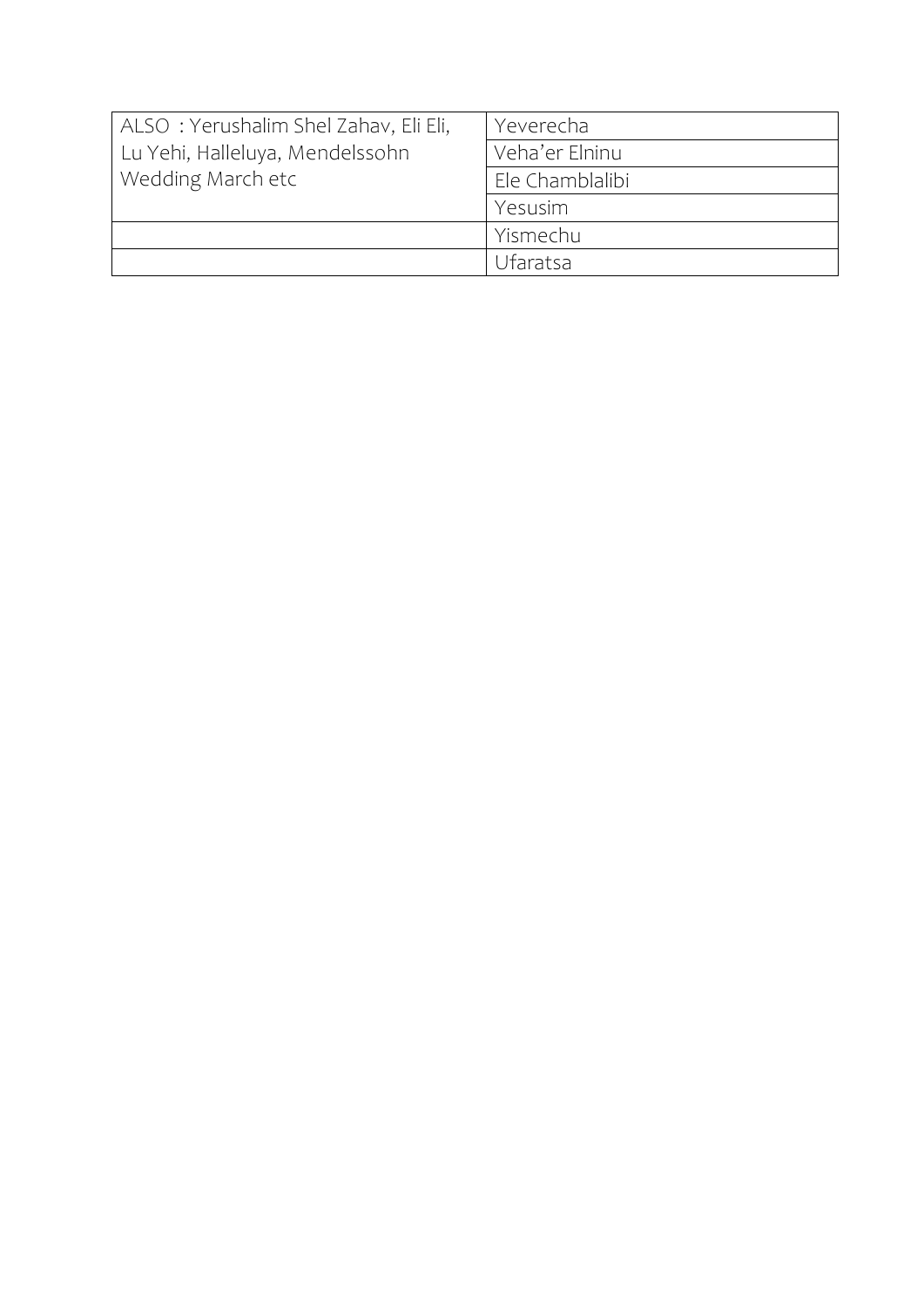| | |
|---|---|
| ALSO : Yerushalim Shel Zahav, Eli Eli, Lu Yehi, Halleluya, Mendelssohn Wedding March etc | Yeverecha |
| | Veha'er Elninu |
| | Ele Chamblalibi |
| | Yesusim |
| | Yismechu |
| | Ufaratsa |